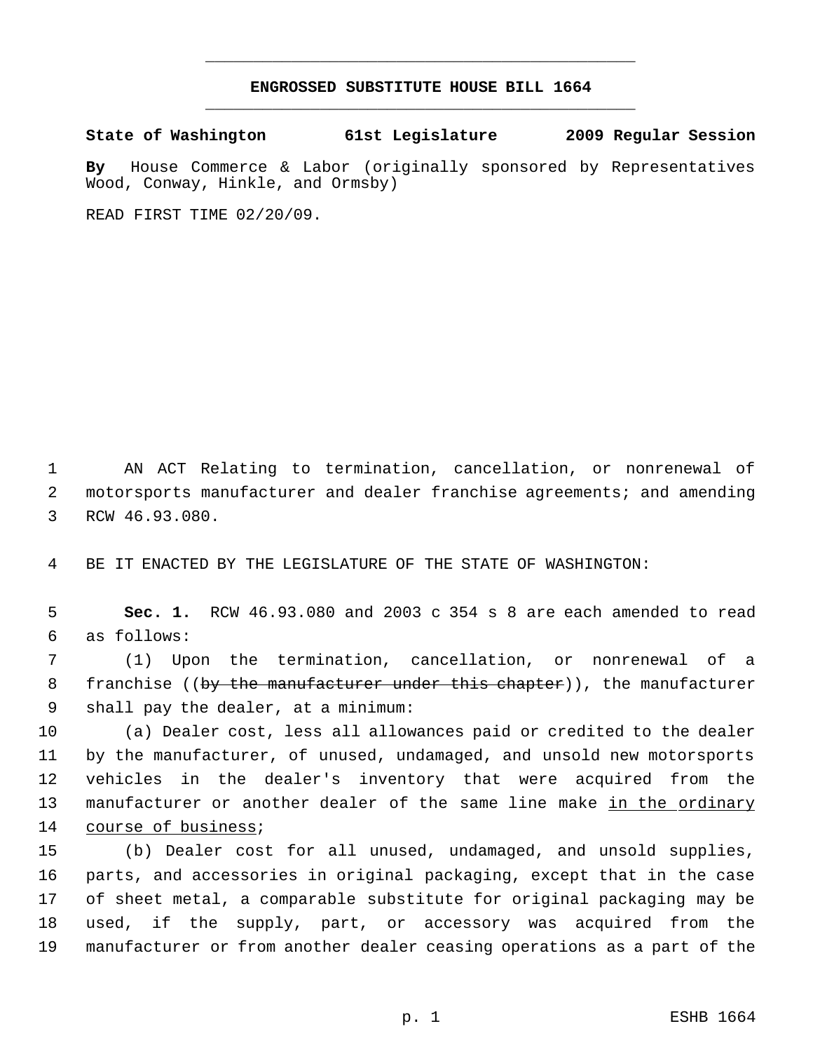# ENGROSSED SUBSTITUTE HOUSE BILL 1664

**State of Washington 61st Legislature 2009 Regular Session**

**By** House Commerce & Labor (originally sponsored by Representatives Wood, Conway, Hinkle, and Ormsby)

READ FIRST TIME 02/20/09.

AN ACT Relating to termination, cancellation, or nonrenewal of motorsports manufacturer and dealer franchise agreements; and amending RCW 46.93.080.

BE IT ENACTED BY THE LEGISLATURE OF THE STATE OF WASHINGTON:

**Sec. 1.** RCW 46.93.080 and 2003 c 354 s 8 are each amended to read as follows:

(1) Upon the termination, cancellation, or nonrenewal of a franchise ((~~by the manufacturer under this chapter~~)), the manufacturer shall pay the dealer, at a minimum:

(a) Dealer cost, less all allowances paid or credited to the dealer by the manufacturer, of unused, undamaged, and unsold new motorsports vehicles in the dealer's inventory that were acquired from the manufacturer or another dealer of the same line make <u>in the ordinary course of business</u>;

(b) Dealer cost for all unused, undamaged, and unsold supplies, parts, and accessories in original packaging, except that in the case of sheet metal, a comparable substitute for original packaging may be used, if the supply, part, or accessory was acquired from the manufacturer or from another dealer ceasing operations as a part of the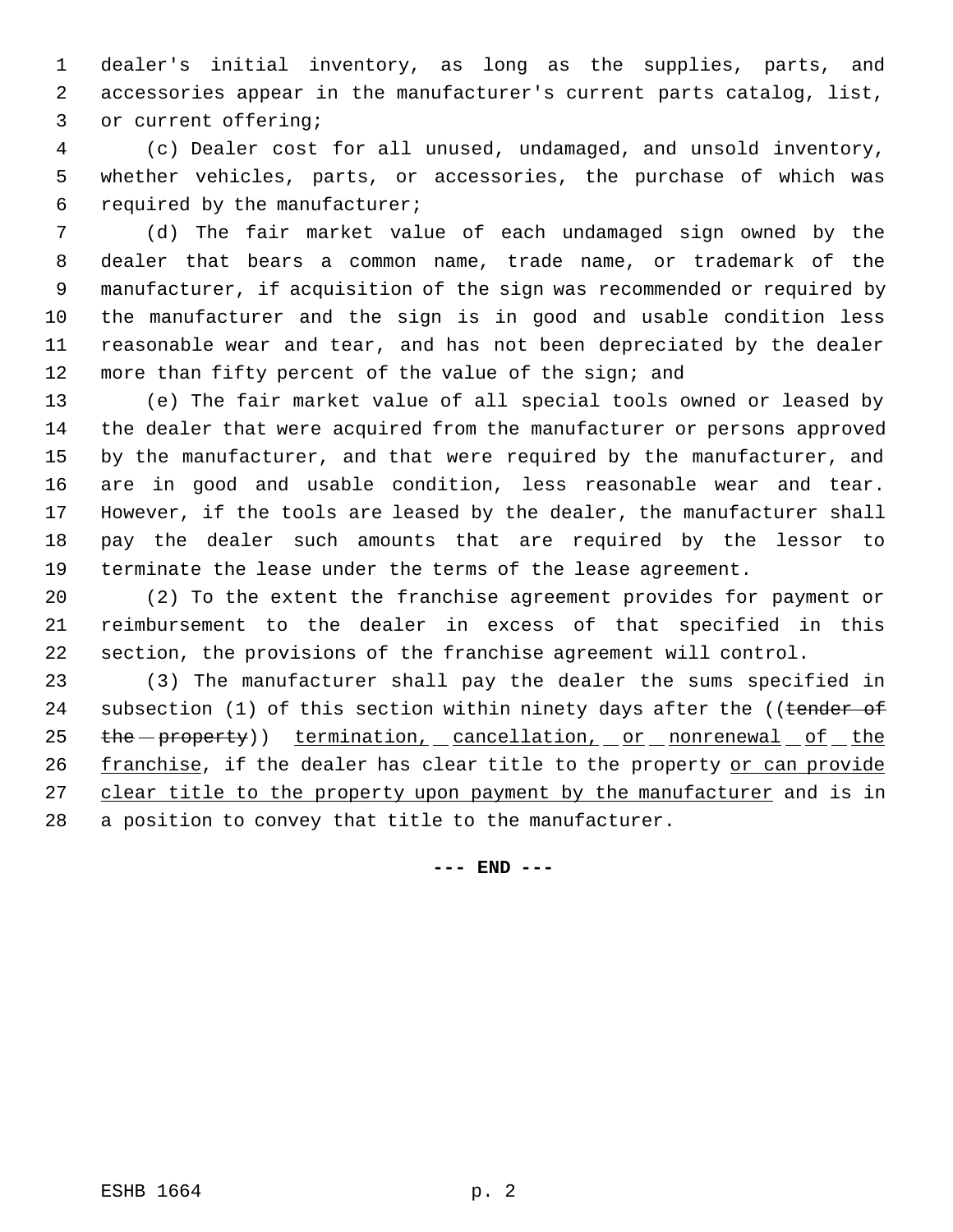dealer's initial inventory, as long as the supplies, parts, and accessories appear in the manufacturer's current parts catalog, list, or current offering;

(c) Dealer cost for all unused, undamaged, and unsold inventory, whether vehicles, parts, or accessories, the purchase of which was required by the manufacturer;

(d) The fair market value of each undamaged sign owned by the dealer that bears a common name, trade name, or trademark of the manufacturer, if acquisition of the sign was recommended or required by the manufacturer and the sign is in good and usable condition less reasonable wear and tear, and has not been depreciated by the dealer more than fifty percent of the value of the sign; and

(e) The fair market value of all special tools owned or leased by the dealer that were acquired from the manufacturer or persons approved by the manufacturer, and that were required by the manufacturer, and are in good and usable condition, less reasonable wear and tear. However, if the tools are leased by the dealer, the manufacturer shall pay the dealer such amounts that are required by the lessor to terminate the lease under the terms of the lease agreement.

(2) To the extent the franchise agreement provides for payment or reimbursement to the dealer in excess of that specified in this section, the provisions of the franchise agreement will control.

(3) The manufacturer shall pay the dealer the sums specified in subsection (1) of this section within ninety days after the ((~~tender of the property~~)) termination, cancellation, or nonrenewal of the franchise, if the dealer has clear title to the property or can provide clear title to the property upon payment by the manufacturer and is in a position to convey that title to the manufacturer.

**--- END ---**